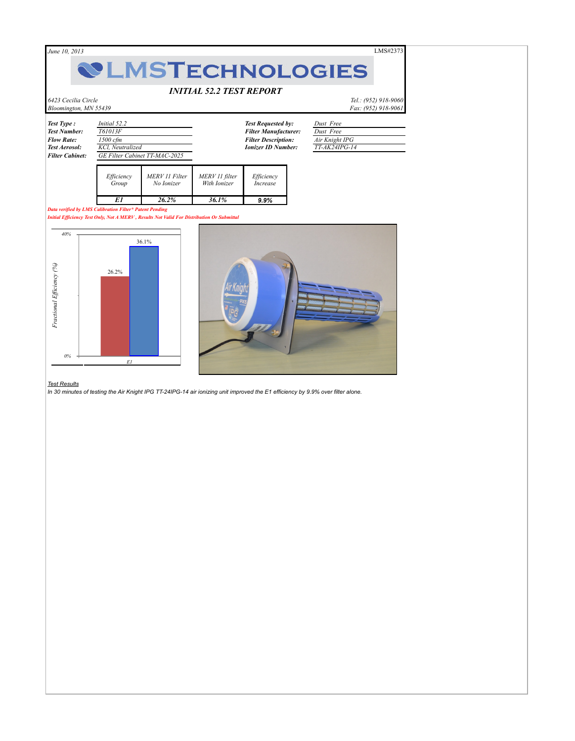*June 10, 2013* LMS#2373

# LMS TECHNOLOGIES

## *INITIAL 52.2 TEST REPORT*

*6423 Cecilia Circle*
*Bloomington, MN 55439*

*Tel.: (952) 918-9060*
*Fax: (952) 918-9061*

| | | | |
|---|---|---|---|
| ***Test Type :*** | *Initial 52.2* | ***Test Requested by:*** | *Dust Free* |
| ***Test Number:*** | *T61013F* | ***Filter Manufacturer:*** | *Dust Free* |
| ***Flow Rate:*** | *1500 cfm* | ***Filter Description:*** | *Air Knight IPG* |
| ***Test Aerosol:*** | *KCl, Neutralized* | ***Ionizer ID Number:*** | *TT-AK24IPG-14* |
| ***Filter Cabinet:*** | *GE Filter Cabinet TT-MAC-2025* | | |

| *Efficiency Group* | *MERV 11 Filter No Ionizer* | *MERV 11 filter With Ionizer* | *Efficiency Increase* |
|---|---|---|---|
| ***E1*** | ***26.2%*** | ***36.1%*** | **9.9%** |

***Data verified by LMS Calibration Filter\* Patent Pending***
***Initial Efficiency Test Only, Not A MERV , Results Not Valid For Distribution Or Submittal***

<u>Test Results</u>
*In 30 minutes of testing the Air Knight IPG TT-24IPG-14 air ionizing unit improved the E1 efficiency by 9.9% over filter alone.*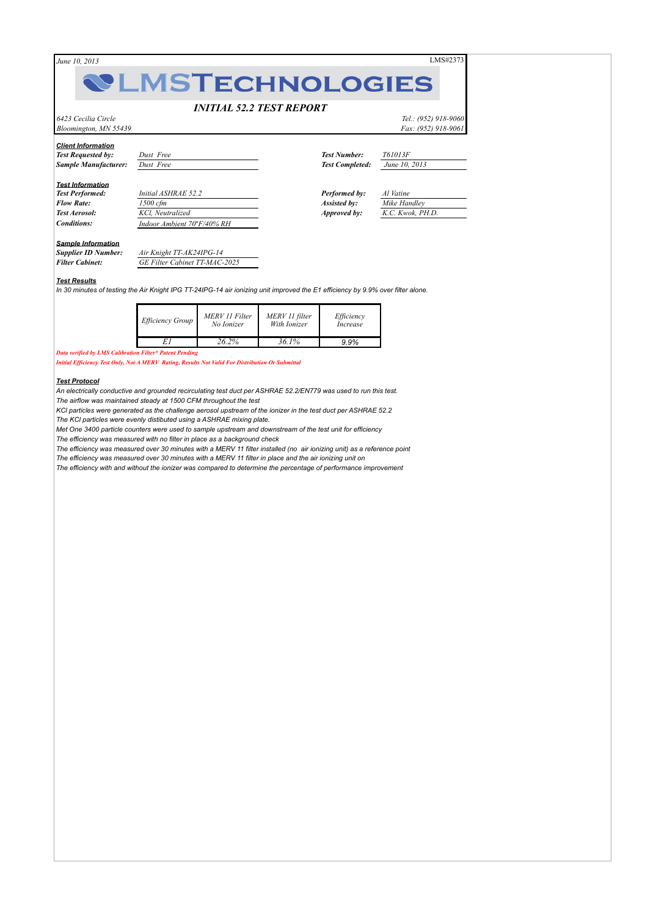June 10, 2013 LMS#2373

# LMSTECHNOLOGIES

## INITIAL 52.2 TEST REPORT

6423 Cecilia Circle
Bloomington, MN 55439

Tel.: (952) 918-9060
Fax: (952) 918-9061

**Client Information**

| | | | |
|---|---|---|---|
| **Test Requested by:** | Dust Free | **Test Number:** | T61013F |
| **Sample Manufacturer:** | Dust Free | **Test Completed:** | June 10, 2013 |

**Test Information**

| | | | |
|---|---|---|---|
| **Test Performed:** | Initial ASHRAE 52.2 | **Performed by:** | Al Vatine |
| **Flow Rate:** | 1500 cfm | **Assisted by:** | Mike Handley |
| **Test Aerosol:** | KCl, Neutralized | **Approved by:** | K.C. Kwok, PH.D. |
| **Conditions:** | Indoor Ambient 70'F/40% RH | | |

**Sample Information**

| | |
|---|---|
| **Supplier ID Number:** | Air Knight TT-AK24IPG-14 |
| **Filter Cabinet:** | GE Filter Cabinet TT-MAC-2025 |

**Test Results**

*In 30 minutes of testing the Air Knight IPG TT-24IPG-14 air ionizing unit improved the E1 efficiency by 9.9% over filter alone.*

| Efficiency Group | MERV 11 Filter No Ionizer | MERV 11 filter With Ionizer | Efficiency Increase |
|---|---|---|---|
| E1 | 26.2% | 36.1% | 9.9% |

*Data verified by LMS Calibration Filter® Patent Pending*

*Initial Efficiency Test Only, Not A MERV Rating, Results Not Valid For Distribution Or Submittal*

**Test Protocol**

An electrically conductive and grounded recirculating test duct per ASHRAE 52.2/EN779 was used to run this test.
The airflow was maintained steady at 1500 CFM throughout the test
KCl particles were generated as the challenge aerosol upstream of the ionizer in the test duct per ASHRAE 52.2
The KCl particles were evenly distibuted using a ASHRAE mixing plate.
Met One 3400 particle counters were used to sample upstream and downstream of the test unit for efficiency
The efficiency was measured with no filter in place as a background check
The efficiency was measured over 30 minutes with a MERV 11 filter installed (no air ionizing unit) as a reference point
The efficiency was measured over 30 minutes with a MERV 11 filter in place and the air ionizing unit on
The efficiency with and without the ionizer was compared to determine the percentage of performance improvement